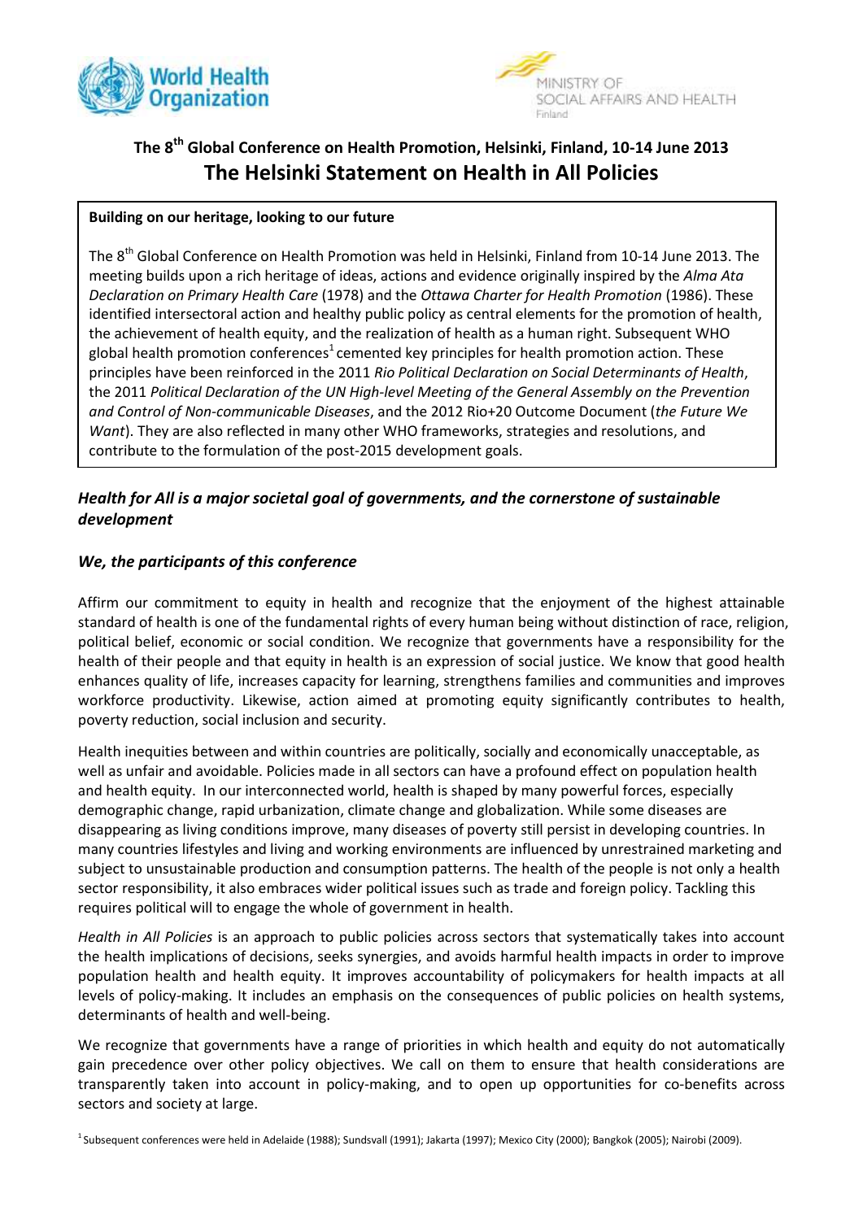World Health Organization

MINISTRY OF SOCIAL AFFAIRS AND HEALTH Finland

## The 8th Global Conference on Health Promotion, Helsinki, Finland, 10-14 June 2013

# The Helsinki Statement on Health in All Policies

**Building on our heritage, looking to our future**

The 8th Global Conference on Health Promotion was held in Helsinki, Finland from 10-14 June 2013. The meeting builds upon a rich heritage of ideas, actions and evidence originally inspired by the *Alma Ata Declaration on Primary Health Care* (1978) and the *Ottawa Charter for Health Promotion* (1986). These identified intersectoral action and healthy public policy as central elements for the promotion of health, the achievement of health equity, and the realization of health as a human right. Subsequent WHO global health promotion conferences[1] cemented key principles for health promotion action. These principles have been reinforced in the 2011 *Rio Political Declaration on Social Determinants of Health*, the 2011 *Political Declaration of the UN High-level Meeting of the General Assembly on the Prevention and Control of Non-communicable Diseases*, and the 2012 Rio+20 Outcome Document (*the Future We Want*). They are also reflected in many other WHO frameworks, strategies and resolutions, and contribute to the formulation of the post-2015 development goals.

### *Health for All is a major societal goal of governments, and the cornerstone of sustainable development*

### *We, the participants of this conference*

Affirm our commitment to equity in health and recognize that the enjoyment of the highest attainable standard of health is one of the fundamental rights of every human being without distinction of race, religion, political belief, economic or social condition. We recognize that governments have a responsibility for the health of their people and that equity in health is an expression of social justice. We know that good health enhances quality of life, increases capacity for learning, strengthens families and communities and improves workforce productivity. Likewise, action aimed at promoting equity significantly contributes to health, poverty reduction, social inclusion and security.

Health inequities between and within countries are politically, socially and economically unacceptable, as well as unfair and avoidable. Policies made in all sectors can have a profound effect on population health and health equity. In our interconnected world, health is shaped by many powerful forces, especially demographic change, rapid urbanization, climate change and globalization. While some diseases are disappearing as living conditions improve, many diseases of poverty still persist in developing countries. In many countries lifestyles and living and working environments are influenced by unrestrained marketing and subject to unsustainable production and consumption patterns. The health of the people is not only a health sector responsibility, it also embraces wider political issues such as trade and foreign policy. Tackling this requires political will to engage the whole of government in health.

*Health in All Policies* is an approach to public policies across sectors that systematically takes into account the health implications of decisions, seeks synergies, and avoids harmful health impacts in order to improve population health and health equity. It improves accountability of policymakers for health impacts at all levels of policy-making. It includes an emphasis on the consequences of public policies on health systems, determinants of health and well-being.

We recognize that governments have a range of priorities in which health and equity do not automatically gain precedence over other policy objectives. We call on them to ensure that health considerations are transparently taken into account in policy-making, and to open up opportunities for co-benefits across sectors and society at large.

[1] Subsequent conferences were held in Adelaide (1988); Sundsvall (1991); Jakarta (1997); Mexico City (2000); Bangkok (2005); Nairobi (2009).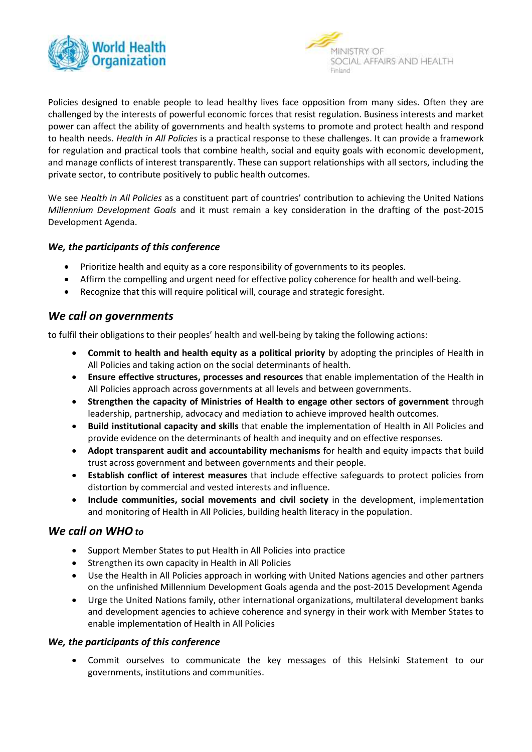Policies designed to enable people to lead healthy lives face opposition from many sides. Often they are challenged by the interests of powerful economic forces that resist regulation. Business interests and market power can affect the ability of governments and health systems to promote and protect health and respond to health needs. *Health in All Policies* is a practical response to these challenges. It can provide a framework for regulation and practical tools that combine health, social and equity goals with economic development, and manage conflicts of interest transparently. These can support relationships with all sectors, including the private sector, to contribute positively to public health outcomes.

We see *Health in All Policies* as a constituent part of countries' contribution to achieving the United Nations *Millennium Development Goals* and it must remain a key consideration in the drafting of the post-2015 Development Agenda.

### *We, the participants of this conference*

- Prioritize health and equity as a core responsibility of governments to its peoples.
- Affirm the compelling and urgent need for effective policy coherence for health and well-being.
- Recognize that this will require political will, courage and strategic foresight.

## *We call on governments*

to fulfil their obligations to their peoples' health and well-being by taking the following actions:

- **Commit to health and health equity as a political priority** by adopting the principles of Health in All Policies and taking action on the social determinants of health.
- **Ensure effective structures, processes and resources** that enable implementation of the Health in All Policies approach across governments at all levels and between governments.
- **Strengthen the capacity of Ministries of Health to engage other sectors of government** through leadership, partnership, advocacy and mediation to achieve improved health outcomes.
- **Build institutional capacity and skills** that enable the implementation of Health in All Policies and provide evidence on the determinants of health and inequity and on effective responses.
- **Adopt transparent audit and accountability mechanisms** for health and equity impacts that build trust across government and between governments and their people.
- **Establish conflict of interest measures** that include effective safeguards to protect policies from distortion by commercial and vested interests and influence.
- **Include communities, social movements and civil society** in the development, implementation and monitoring of Health in All Policies, building health literacy in the population.

## *We call on WHO to*

- Support Member States to put Health in All Policies into practice
- Strengthen its own capacity in Health in All Policies
- Use the Health in All Policies approach in working with United Nations agencies and other partners on the unfinished Millennium Development Goals agenda and the post-2015 Development Agenda
- Urge the United Nations family, other international organizations, multilateral development banks and development agencies to achieve coherence and synergy in their work with Member States to enable implementation of Health in All Policies

### *We, the participants of this conference*

- Commit ourselves to communicate the key messages of this Helsinki Statement to our governments, institutions and communities.